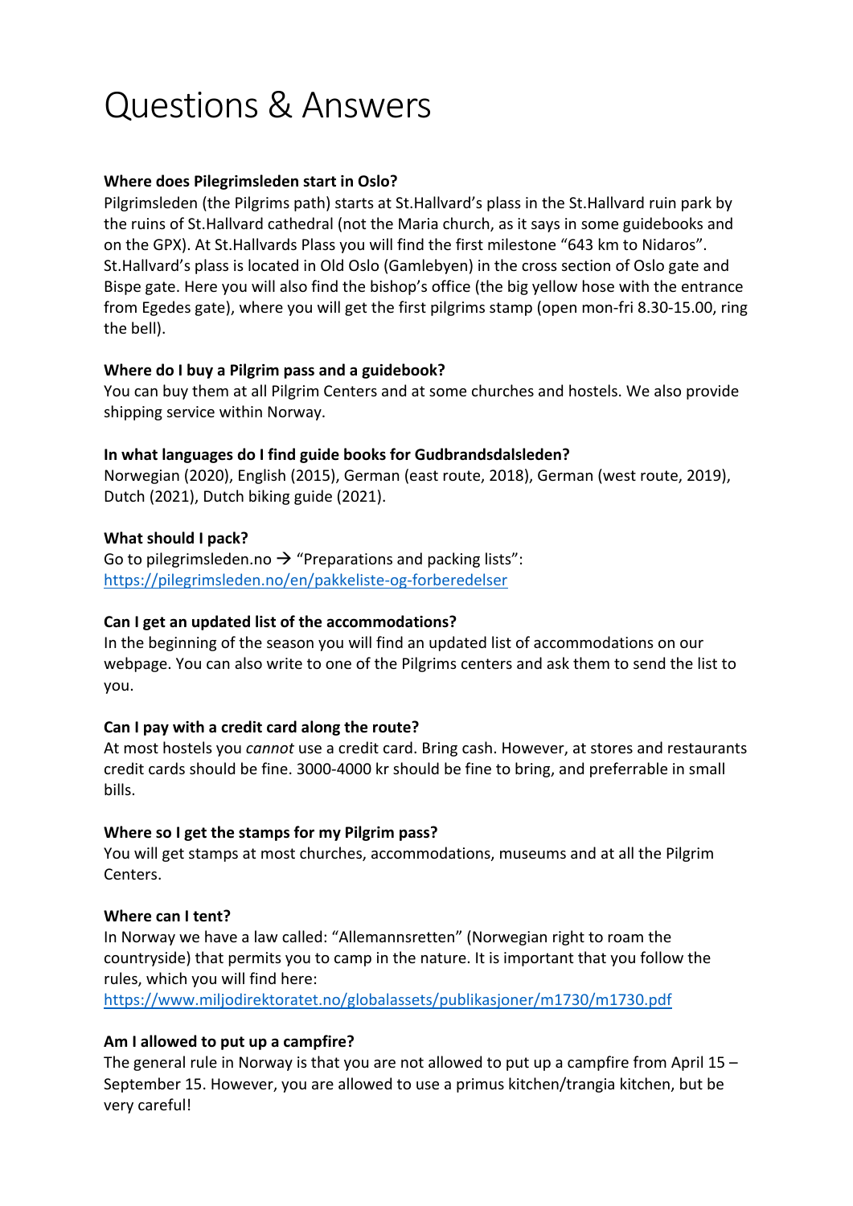# Questions & Answers

**Where does Pilegrimsleden start in Oslo?**
Pilgrimsleden (the Pilgrims path) starts at St.Hallvard's plass in the St.Hallvard ruin park by the ruins of St.Hallvard cathedral (not the Maria church, as it says in some guidebooks and on the GPX). At St.Hallvards Plass you will find the first milestone "643 km to Nidaros". St.Hallvard's plass is located in Old Oslo (Gamlebyen) in the cross section of Oslo gate and Bispe gate. Here you will also find the bishop's office (the big yellow hose with the entrance from Egedes gate), where you will get the first pilgrims stamp (open mon-fri 8.30-15.00, ring the bell).

**Where do I buy a Pilgrim pass and a guidebook?**
You can buy them at all Pilgrim Centers and at some churches and hostels. We also provide shipping service within Norway.

**In what languages do I find guide books for Gudbrandsdalsleden?**
Norwegian (2020), English (2015), German (east route, 2018), German (west route, 2019), Dutch (2021), Dutch biking guide (2021).

**What should I pack?**
Go to pilegrimsleden.no → "Preparations and packing lists":
https://pilegrimsleden.no/en/pakkeliste-og-forberedelser

**Can I get an updated list of the accommodations?**
In the beginning of the season you will find an updated list of accommodations on our webpage. You can also write to one of the Pilgrims centers and ask them to send the list to you.

**Can I pay with a credit card along the route?**
At most hostels you *cannot* use a credit card. Bring cash. However, at stores and restaurants credit cards should be fine. 3000-4000 kr should be fine to bring, and preferrable in small bills.

**Where so I get the stamps for my Pilgrim pass?**
You will get stamps at most churches, accommodations, museums and at all the Pilgrim Centers.

**Where can I tent?**
In Norway we have a law called: "Allemannsretten" (Norwegian right to roam the countryside) that permits you to camp in the nature. It is important that you follow the rules, which you will find here:
https://www.miljodirektoratet.no/globalassets/publikasjoner/m1730/m1730.pdf

**Am I allowed to put up a campfire?**
The general rule in Norway is that you are not allowed to put up a campfire from April 15 – September 15. However, you are allowed to use a primus kitchen/trangia kitchen, but be very careful!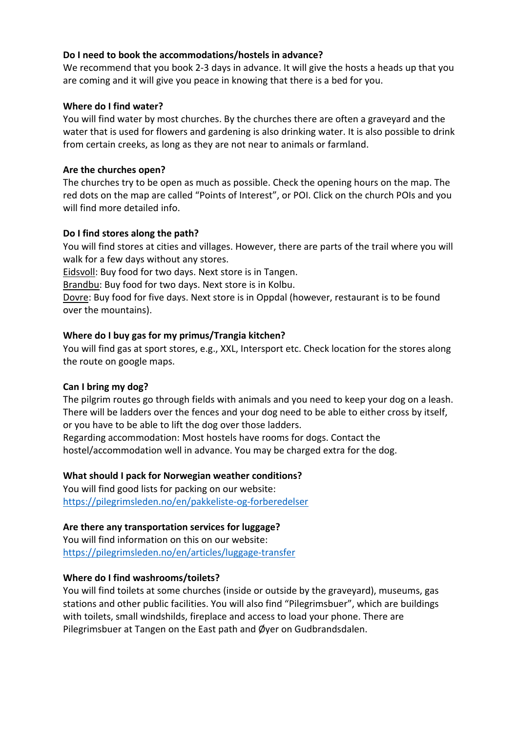**Do I need to book the accommodations/hostels in advance?**
We recommend that you book 2-3 days in advance. It will give the hosts a heads up that you are coming and it will give you peace in knowing that there is a bed for you.

**Where do I find water?**
You will find water by most churches. By the churches there are often a graveyard and the water that is used for flowers and gardening is also drinking water. It is also possible to drink from certain creeks, as long as they are not near to animals or farmland.

**Are the churches open?**
The churches try to be open as much as possible. Check the opening hours on the map. The red dots on the map are called "Points of Interest", or POI. Click on the church POIs and you will find more detailed info.

**Do I find stores along the path?**
You will find stores at cities and villages. However, there are parts of the trail where you will walk for a few days without any stores.
<u>Eidsvoll</u>: Buy food for two days. Next store is in Tangen.
<u>Brandbu</u>: Buy food for two days. Next store is in Kolbu.
<u>Dovre</u>: Buy food for five days. Next store is in Oppdal (however, restaurant is to be found over the mountains).

**Where do I buy gas for my primus/Trangia kitchen?**
You will find gas at sport stores, e.g., XXL, Intersport etc. Check location for the stores along the route on google maps.

**Can I bring my dog?**
The pilgrim routes go through fields with animals and you need to keep your dog on a leash. There will be ladders over the fences and your dog need to be able to either cross by itself, or you have to be able to lift the dog over those ladders.
Regarding accommodation: Most hostels have rooms for dogs. Contact the hostel/accommodation well in advance. You may be charged extra for the dog.

**What should I pack for Norwegian weather conditions?**
You will find good lists for packing on our website:
[https://pilegrimsleden.no/en/pakkeliste-og-forberedelser](https://pilegrimsleden.no/en/pakkeliste-og-forberedelser)

**Are there any transportation services for luggage?**
You will find information on this on our website:
[https://pilegrimsleden.no/en/articles/luggage-transfer](https://pilegrimsleden.no/en/articles/luggage-transfer)

**Where do I find washrooms/toilets?**
You will find toilets at some churches (inside or outside by the graveyard), museums, gas stations and other public facilities. You will also find "Pilegrimsbuer", which are buildings with toilets, small windshilds, fireplace and access to load your phone. There are Pilegrimsbuer at Tangen on the East path and Øyer on Gudbrandsdalen.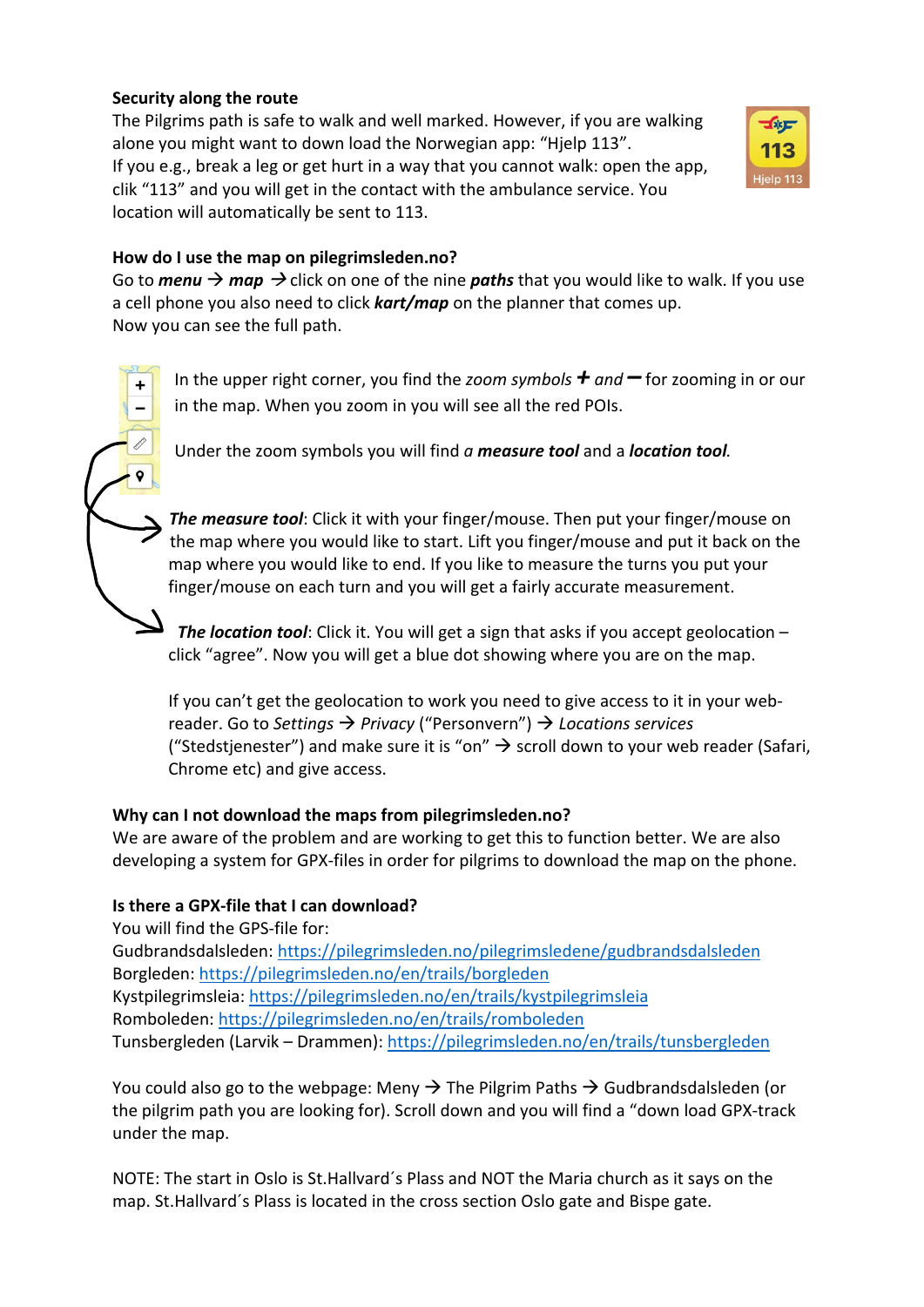**Security along the route**

The Pilgrims path is safe to walk and well marked. However, if you are walking alone you might want to down load the Norwegian app: "Hjelp 113".
If you e.g., break a leg or get hurt in a way that you cannot walk: open the app, clik "113" and you will get in the contact with the ambulance service. You location will automatically be sent to 113.

**How do I use the map on pilegrimsleden.no?**

Go to ***menu*** → ***map*** → click on one of the nine ***paths*** that you would like to walk. If you use a cell phone you also need to click ***kart/map*** on the planner that comes up.
Now you can see the full path.

In the upper right corner, you find the *zoom symbols* **+** *and* **−** for zooming in or our in the map. When you zoom in you will see all the red POIs.

Under the zoom symbols you will find *a* ***measure tool*** and a ***location tool***.

***The measure tool***: Click it with your finger/mouse. Then put your finger/mouse on the map where you would like to start. Lift you finger/mouse and put it back on the map where you would like to end. If you like to measure the turns you put your finger/mouse on each turn and you will get a fairly accurate measurement.

***The location tool***: Click it. You will get a sign that asks if you accept geolocation – click "agree". Now you will get a blue dot showing where you are on the map.

If you can't get the geolocation to work you need to give access to it in your web-reader. Go to *Settings* → *Privacy* ("Personvern") → *Locations services* ("Stedstjenester") and make sure it is "on" → scroll down to your web reader (Safari, Chrome etc) and give access.

**Why can I not download the maps from pilegrimsleden.no?**

We are aware of the problem and are working to get this to function better. We are also developing a system for GPX-files in order for pilgrims to download the map on the phone.

**Is there a GPX-file that I can download?**

You will find the GPS-file for:
Gudbrandsdalsleden: https://pilegrimsleden.no/pilegrimsledene/gudbrandsdalsleden
Borgleden: https://pilegrimsleden.no/en/trails/borgleden
Kystpilegrimsleia: https://pilegrimsleden.no/en/trails/kystpilegrimsleia
Romboleden: https://pilegrimsleden.no/en/trails/romboleden
Tunsbergleden (Larvik – Drammen): https://pilegrimsleden.no/en/trails/tunsbergleden

You could also go to the webpage: Meny → The Pilgrim Paths → Gudbrandsdalsleden (or the pilgrim path you are looking for). Scroll down and you will find a "down load GPX-track under the map.

NOTE: The start in Oslo is St.Hallvard´s Plass and NOT the Maria church as it says on the map. St.Hallvard´s Plass is located in the cross section Oslo gate and Bispe gate.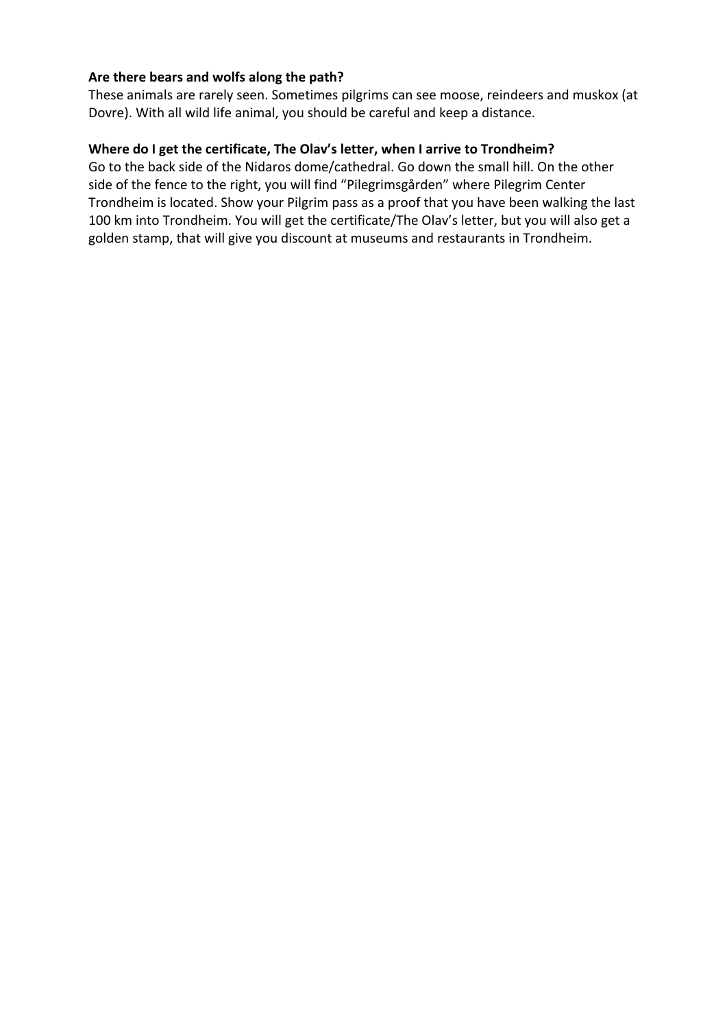**Are there bears and wolfs along the path?**
These animals are rarely seen. Sometimes pilgrims can see moose, reindeers and muskox (at Dovre). With all wild life animal, you should be careful and keep a distance.

**Where do I get the certificate, The Olav's letter, when I arrive to Trondheim?**
Go to the back side of the Nidaros dome/cathedral. Go down the small hill. On the other side of the fence to the right, you will find "Pilegrimsgården" where Pilegrim Center Trondheim is located. Show your Pilgrim pass as a proof that you have been walking the last 100 km into Trondheim. You will get the certificate/The Olav's letter, but you will also get a golden stamp, that will give you discount at museums and restaurants in Trondheim.